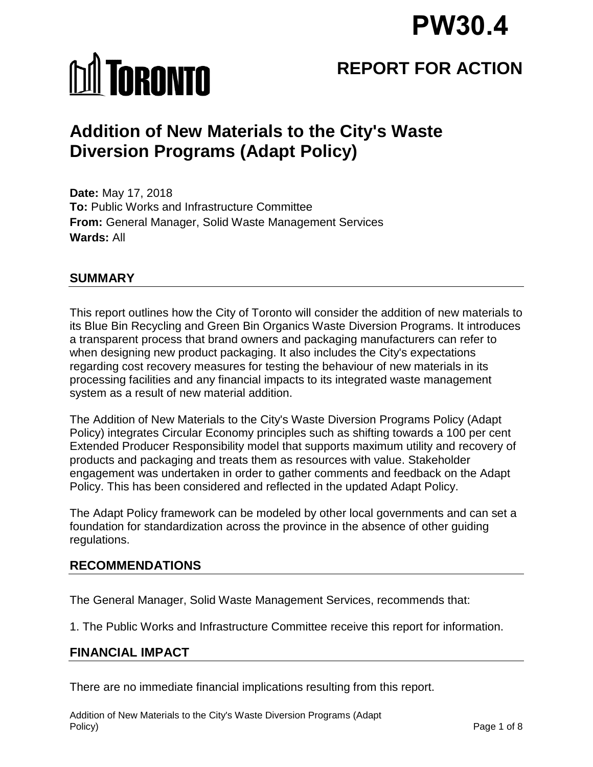PW30.4

TORONTO

# REPORT FOR ACTION

# Addition of New Materials to the City's Waste Diversion Programs (Adapt Policy)

**Date:** May 17, 2018
**To:** Public Works and Infrastructure Committee
**From:** General Manager, Solid Waste Management Services
**Wards:** All

## SUMMARY

This report outlines how the City of Toronto will consider the addition of new materials to its Blue Bin Recycling and Green Bin Organics Waste Diversion Programs. It introduces a transparent process that brand owners and packaging manufacturers can refer to when designing new product packaging. It also includes the City's expectations regarding cost recovery measures for testing the behaviour of new materials in its processing facilities and any financial impacts to its integrated waste management system as a result of new material addition.

The Addition of New Materials to the City's Waste Diversion Programs Policy (Adapt Policy) integrates Circular Economy principles such as shifting towards a 100 per cent Extended Producer Responsibility model that supports maximum utility and recovery of products and packaging and treats them as resources with value. Stakeholder engagement was undertaken in order to gather comments and feedback on the Adapt Policy. This has been considered and reflected in the updated Adapt Policy.

The Adapt Policy framework can be modeled by other local governments and can set a foundation for standardization across the province in the absence of other guiding regulations.

## RECOMMENDATIONS

The General Manager, Solid Waste Management Services, recommends that:

1. The Public Works and Infrastructure Committee receive this report for information.

## FINANCIAL IMPACT

There are no immediate financial implications resulting from this report.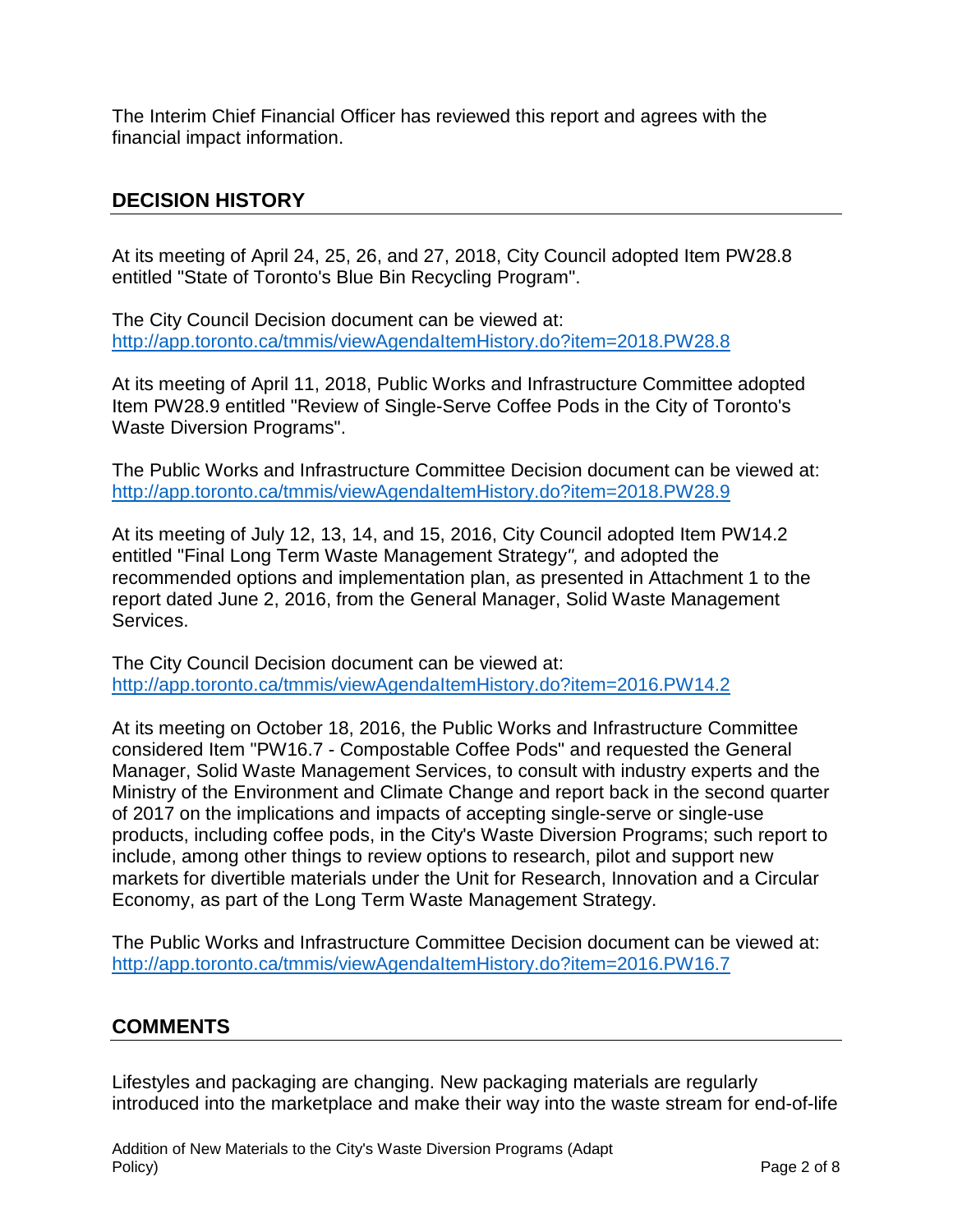The Interim Chief Financial Officer has reviewed this report and agrees with the financial impact information.

## DECISION HISTORY

At its meeting of April 24, 25, 26, and 27, 2018, City Council adopted Item PW28.8 entitled "State of Toronto's Blue Bin Recycling Program".

The City Council Decision document can be viewed at:
[http://app.toronto.ca/tmmis/viewAgendaItemHistory.do?item=2018.PW28.8](http://app.toronto.ca/tmmis/viewAgendaItemHistory.do?item=2018.PW28.8)

At its meeting of April 11, 2018, Public Works and Infrastructure Committee adopted Item PW28.9 entitled "Review of Single-Serve Coffee Pods in the City of Toronto's Waste Diversion Programs".

The Public Works and Infrastructure Committee Decision document can be viewed at:
[http://app.toronto.ca/tmmis/viewAgendaItemHistory.do?item=2018.PW28.9](http://app.toronto.ca/tmmis/viewAgendaItemHistory.do?item=2018.PW28.9)

At its meeting of July 12, 13, 14, and 15, 2016, City Council adopted Item PW14.2 entitled "Final Long Term Waste Management Strategy", and adopted the recommended options and implementation plan, as presented in Attachment 1 to the report dated June 2, 2016, from the General Manager, Solid Waste Management Services.

The City Council Decision document can be viewed at:
[http://app.toronto.ca/tmmis/viewAgendaItemHistory.do?item=2016.PW14.2](http://app.toronto.ca/tmmis/viewAgendaItemHistory.do?item=2016.PW14.2)

At its meeting on October 18, 2016, the Public Works and Infrastructure Committee considered Item "PW16.7 - Compostable Coffee Pods" and requested the General Manager, Solid Waste Management Services, to consult with industry experts and the Ministry of the Environment and Climate Change and report back in the second quarter of 2017 on the implications and impacts of accepting single-serve or single-use products, including coffee pods, in the City's Waste Diversion Programs; such report to include, among other things to review options to research, pilot and support new markets for divertible materials under the Unit for Research, Innovation and a Circular Economy, as part of the Long Term Waste Management Strategy.

The Public Works and Infrastructure Committee Decision document can be viewed at:
[http://app.toronto.ca/tmmis/viewAgendaItemHistory.do?item=2016.PW16.7](http://app.toronto.ca/tmmis/viewAgendaItemHistory.do?item=2016.PW16.7)

## COMMENTS

Lifestyles and packaging are changing. New packaging materials are regularly introduced into the marketplace and make their way into the waste stream for end-of-life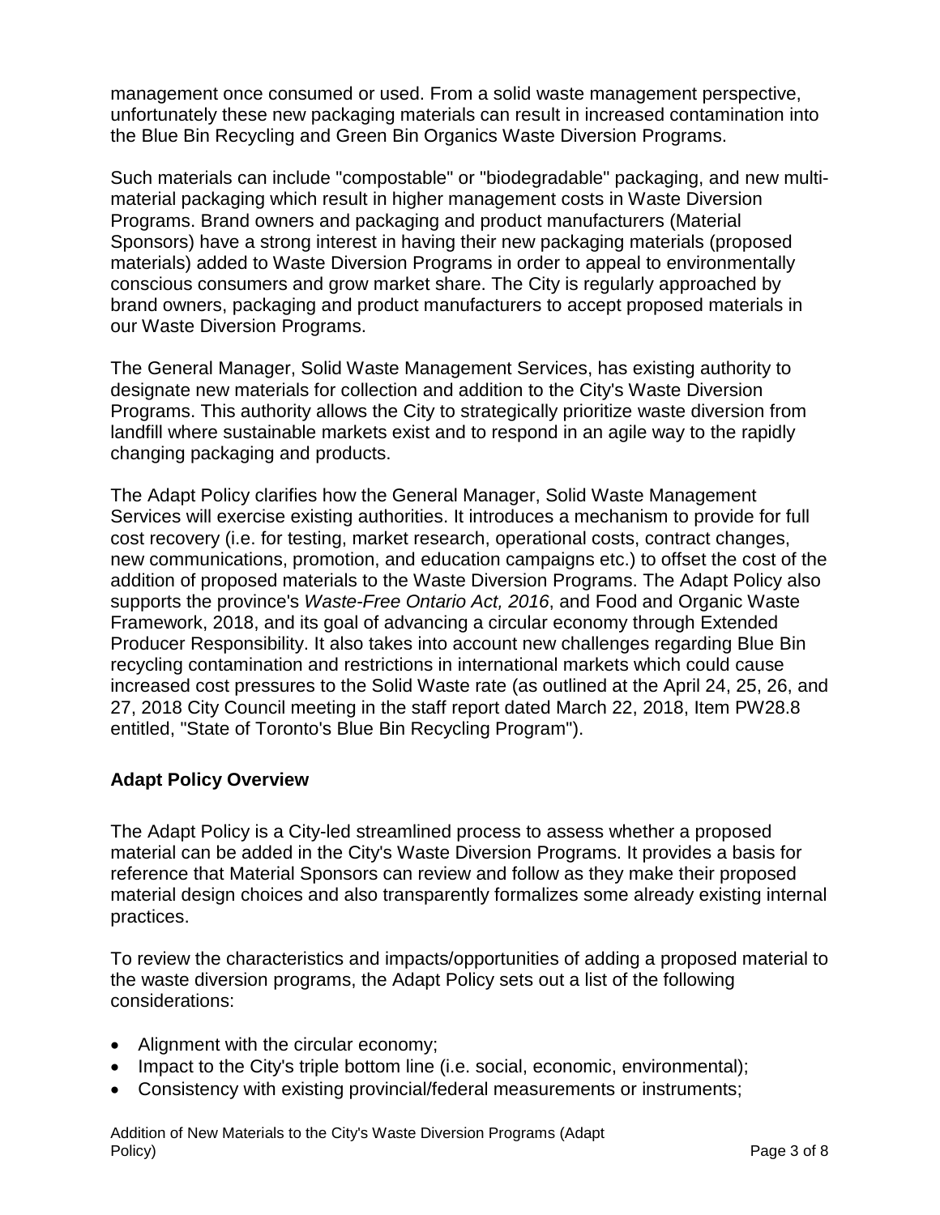management once consumed or used. From a solid waste management perspective, unfortunately these new packaging materials can result in increased contamination into the Blue Bin Recycling and Green Bin Organics Waste Diversion Programs.

Such materials can include "compostable" or "biodegradable" packaging, and new multi-material packaging which result in higher management costs in Waste Diversion Programs. Brand owners and packaging and product manufacturers (Material Sponsors) have a strong interest in having their new packaging materials (proposed materials) added to Waste Diversion Programs in order to appeal to environmentally conscious consumers and grow market share. The City is regularly approached by brand owners, packaging and product manufacturers to accept proposed materials in our Waste Diversion Programs.

The General Manager, Solid Waste Management Services, has existing authority to designate new materials for collection and addition to the City's Waste Diversion Programs. This authority allows the City to strategically prioritize waste diversion from landfill where sustainable markets exist and to respond in an agile way to the rapidly changing packaging and products.

The Adapt Policy clarifies how the General Manager, Solid Waste Management Services will exercise existing authorities. It introduces a mechanism to provide for full cost recovery (i.e. for testing, market research, operational costs, contract changes, new communications, promotion, and education campaigns etc.) to offset the cost of the addition of proposed materials to the Waste Diversion Programs. The Adapt Policy also supports the province's *Waste-Free Ontario Act, 2016*, and Food and Organic Waste Framework, 2018, and its goal of advancing a circular economy through Extended Producer Responsibility. It also takes into account new challenges regarding Blue Bin recycling contamination and restrictions in international markets which could cause increased cost pressures to the Solid Waste rate (as outlined at the April 24, 25, 26, and 27, 2018 City Council meeting in the staff report dated March 22, 2018, Item PW28.8 entitled, "State of Toronto's Blue Bin Recycling Program").

## Adapt Policy Overview

The Adapt Policy is a City-led streamlined process to assess whether a proposed material can be added in the City's Waste Diversion Programs. It provides a basis for reference that Material Sponsors can review and follow as they make their proposed material design choices and also transparently formalizes some already existing internal practices.

To review the characteristics and impacts/opportunities of adding a proposed material to the waste diversion programs, the Adapt Policy sets out a list of the following considerations:

- Alignment with the circular economy;
- Impact to the City's triple bottom line (i.e. social, economic, environmental);
- Consistency with existing provincial/federal measurements or instruments;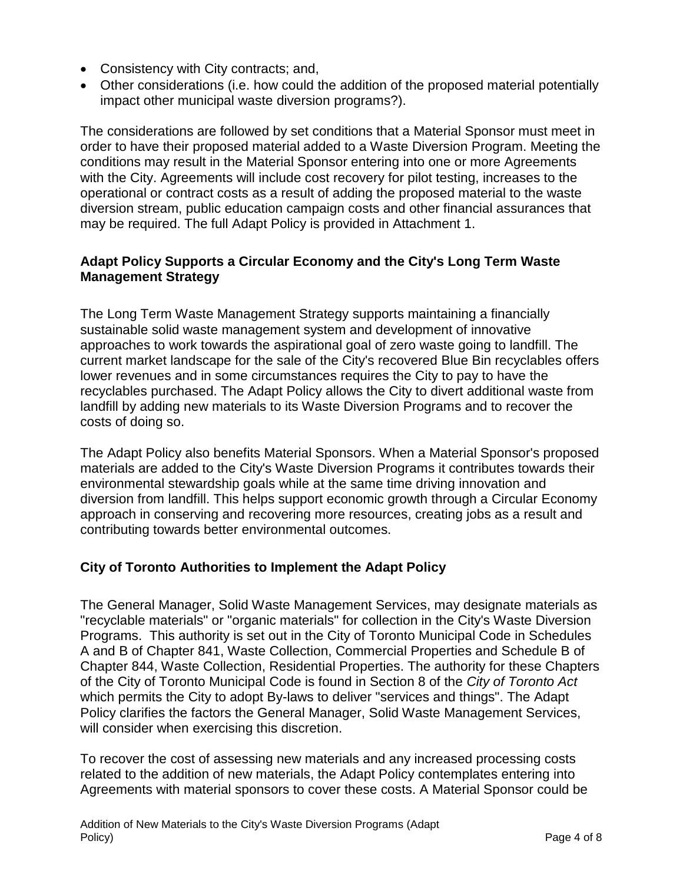- Consistency with City contracts; and,
- Other considerations (i.e. how could the addition of the proposed material potentially impact other municipal waste diversion programs?).

The considerations are followed by set conditions that a Material Sponsor must meet in order to have their proposed material added to a Waste Diversion Program. Meeting the conditions may result in the Material Sponsor entering into one or more Agreements with the City. Agreements will include cost recovery for pilot testing, increases to the operational or contract costs as a result of adding the proposed material to the waste diversion stream, public education campaign costs and other financial assurances that may be required. The full Adapt Policy is provided in Attachment 1.

**Adapt Policy Supports a Circular Economy and the City's Long Term Waste Management Strategy**

The Long Term Waste Management Strategy supports maintaining a financially sustainable solid waste management system and development of innovative approaches to work towards the aspirational goal of zero waste going to landfill. The current market landscape for the sale of the City's recovered Blue Bin recyclables offers lower revenues and in some circumstances requires the City to pay to have the recyclables purchased. The Adapt Policy allows the City to divert additional waste from landfill by adding new materials to its Waste Diversion Programs and to recover the costs of doing so.

The Adapt Policy also benefits Material Sponsors. When a Material Sponsor's proposed materials are added to the City's Waste Diversion Programs it contributes towards their environmental stewardship goals while at the same time driving innovation and diversion from landfill. This helps support economic growth through a Circular Economy approach in conserving and recovering more resources, creating jobs as a result and contributing towards better environmental outcomes.

## City of Toronto Authorities to Implement the Adapt Policy

The General Manager, Solid Waste Management Services, may designate materials as "recyclable materials" or "organic materials" for collection in the City's Waste Diversion Programs. This authority is set out in the City of Toronto Municipal Code in Schedules A and B of Chapter 841, Waste Collection, Commercial Properties and Schedule B of Chapter 844, Waste Collection, Residential Properties. The authority for these Chapters of the City of Toronto Municipal Code is found in Section 8 of the *City of Toronto Act* which permits the City to adopt By-laws to deliver "services and things". The Adapt Policy clarifies the factors the General Manager, Solid Waste Management Services, will consider when exercising this discretion.

To recover the cost of assessing new materials and any increased processing costs related to the addition of new materials, the Adapt Policy contemplates entering into Agreements with material sponsors to cover these costs. A Material Sponsor could be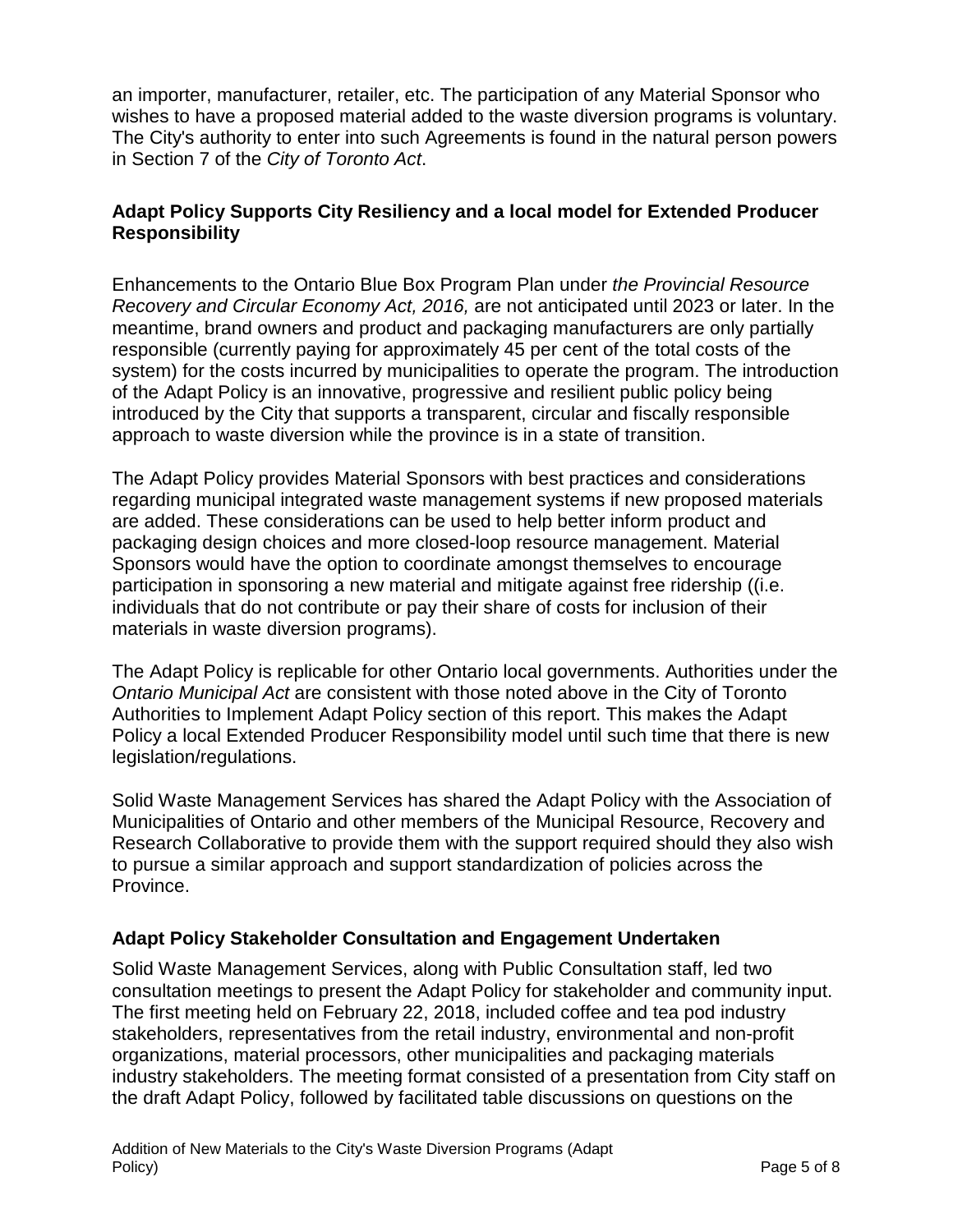an importer, manufacturer, retailer, etc. The participation of any Material Sponsor who wishes to have a proposed material added to the waste diversion programs is voluntary. The City's authority to enter into such Agreements is found in the natural person powers in Section 7 of the *City of Toronto Act*.

## Adapt Policy Supports City Resiliency and a local model for Extended Producer Responsibility

Enhancements to the Ontario Blue Box Program Plan under *the Provincial Resource Recovery and Circular Economy Act, 2016,* are not anticipated until 2023 or later. In the meantime, brand owners and product and packaging manufacturers are only partially responsible (currently paying for approximately 45 per cent of the total costs of the system) for the costs incurred by municipalities to operate the program. The introduction of the Adapt Policy is an innovative, progressive and resilient public policy being introduced by the City that supports a transparent, circular and fiscally responsible approach to waste diversion while the province is in a state of transition.

The Adapt Policy provides Material Sponsors with best practices and considerations regarding municipal integrated waste management systems if new proposed materials are added. These considerations can be used to help better inform product and packaging design choices and more closed-loop resource management. Material Sponsors would have the option to coordinate amongst themselves to encourage participation in sponsoring a new material and mitigate against free ridership ((i.e. individuals that do not contribute or pay their share of costs for inclusion of their materials in waste diversion programs).

The Adapt Policy is replicable for other Ontario local governments. Authorities under the *Ontario Municipal Act* are consistent with those noted above in the City of Toronto Authorities to Implement Adapt Policy section of this report. This makes the Adapt Policy a local Extended Producer Responsibility model until such time that there is new legislation/regulations.

Solid Waste Management Services has shared the Adapt Policy with the Association of Municipalities of Ontario and other members of the Municipal Resource, Recovery and Research Collaborative to provide them with the support required should they also wish to pursue a similar approach and support standardization of policies across the Province.

## Adapt Policy Stakeholder Consultation and Engagement Undertaken

Solid Waste Management Services, along with Public Consultation staff, led two consultation meetings to present the Adapt Policy for stakeholder and community input. The first meeting held on February 22, 2018, included coffee and tea pod industry stakeholders, representatives from the retail industry, environmental and non-profit organizations, material processors, other municipalities and packaging materials industry stakeholders. The meeting format consisted of a presentation from City staff on the draft Adapt Policy, followed by facilitated table discussions on questions on the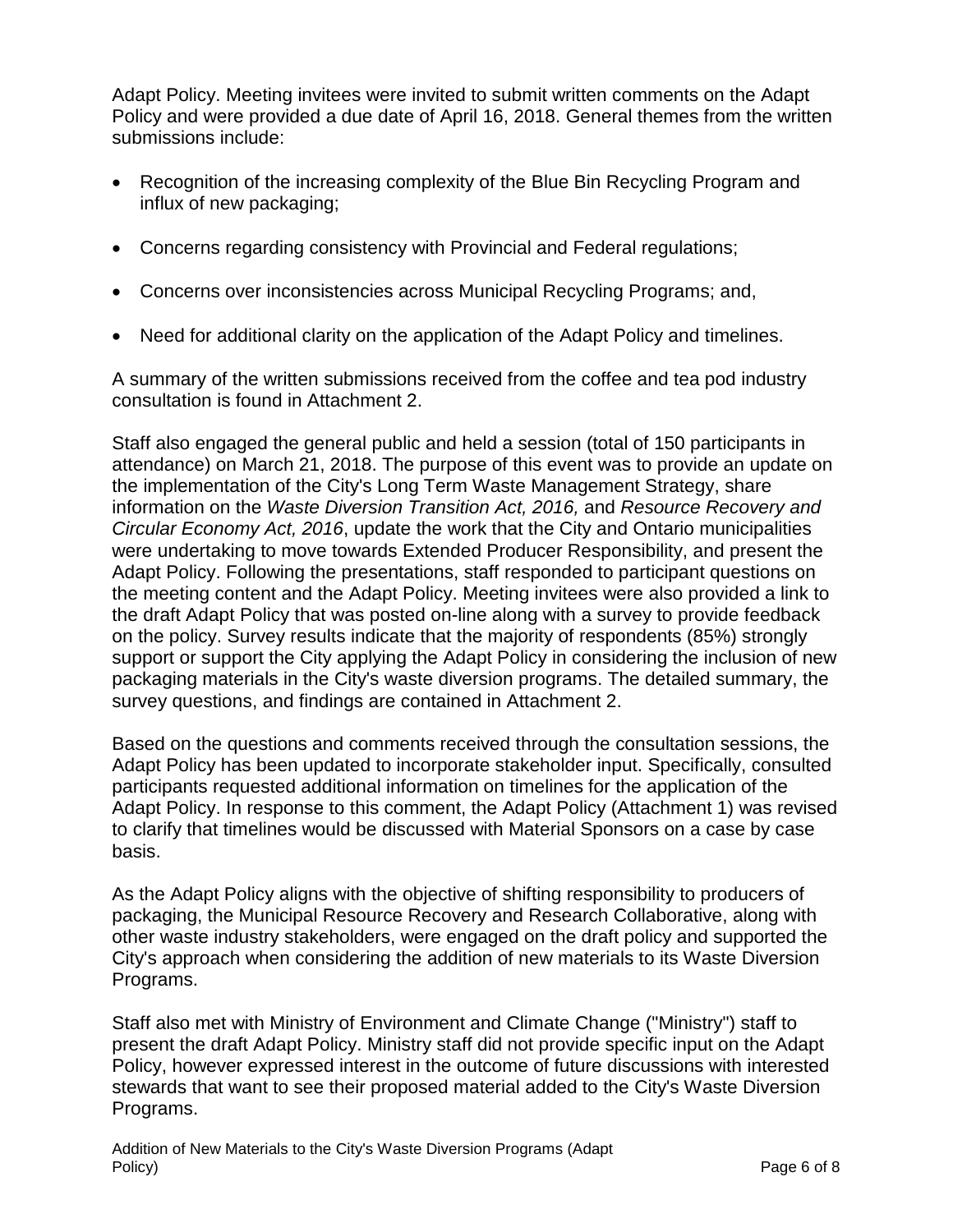Adapt Policy. Meeting invitees were invited to submit written comments on the Adapt Policy and were provided a due date of April 16, 2018. General themes from the written submissions include:

- Recognition of the increasing complexity of the Blue Bin Recycling Program and influx of new packaging;
- Concerns regarding consistency with Provincial and Federal regulations;
- Concerns over inconsistencies across Municipal Recycling Programs; and,
- Need for additional clarity on the application of the Adapt Policy and timelines.

A summary of the written submissions received from the coffee and tea pod industry consultation is found in Attachment 2.

Staff also engaged the general public and held a session (total of 150 participants in attendance) on March 21, 2018. The purpose of this event was to provide an update on the implementation of the City's Long Term Waste Management Strategy, share information on the *Waste Diversion Transition Act, 2016,* and *Resource Recovery and Circular Economy Act, 2016*, update the work that the City and Ontario municipalities were undertaking to move towards Extended Producer Responsibility, and present the Adapt Policy. Following the presentations, staff responded to participant questions on the meeting content and the Adapt Policy. Meeting invitees were also provided a link to the draft Adapt Policy that was posted on-line along with a survey to provide feedback on the policy. Survey results indicate that the majority of respondents (85%) strongly support or support the City applying the Adapt Policy in considering the inclusion of new packaging materials in the City's waste diversion programs. The detailed summary, the survey questions, and findings are contained in Attachment 2.

Based on the questions and comments received through the consultation sessions, the Adapt Policy has been updated to incorporate stakeholder input. Specifically, consulted participants requested additional information on timelines for the application of the Adapt Policy. In response to this comment, the Adapt Policy (Attachment 1) was revised to clarify that timelines would be discussed with Material Sponsors on a case by case basis.

As the Adapt Policy aligns with the objective of shifting responsibility to producers of packaging, the Municipal Resource Recovery and Research Collaborative, along with other waste industry stakeholders, were engaged on the draft policy and supported the City's approach when considering the addition of new materials to its Waste Diversion Programs.

Staff also met with Ministry of Environment and Climate Change ("Ministry") staff to present the draft Adapt Policy. Ministry staff did not provide specific input on the Adapt Policy, however expressed interest in the outcome of future discussions with interested stewards that want to see their proposed material added to the City's Waste Diversion Programs.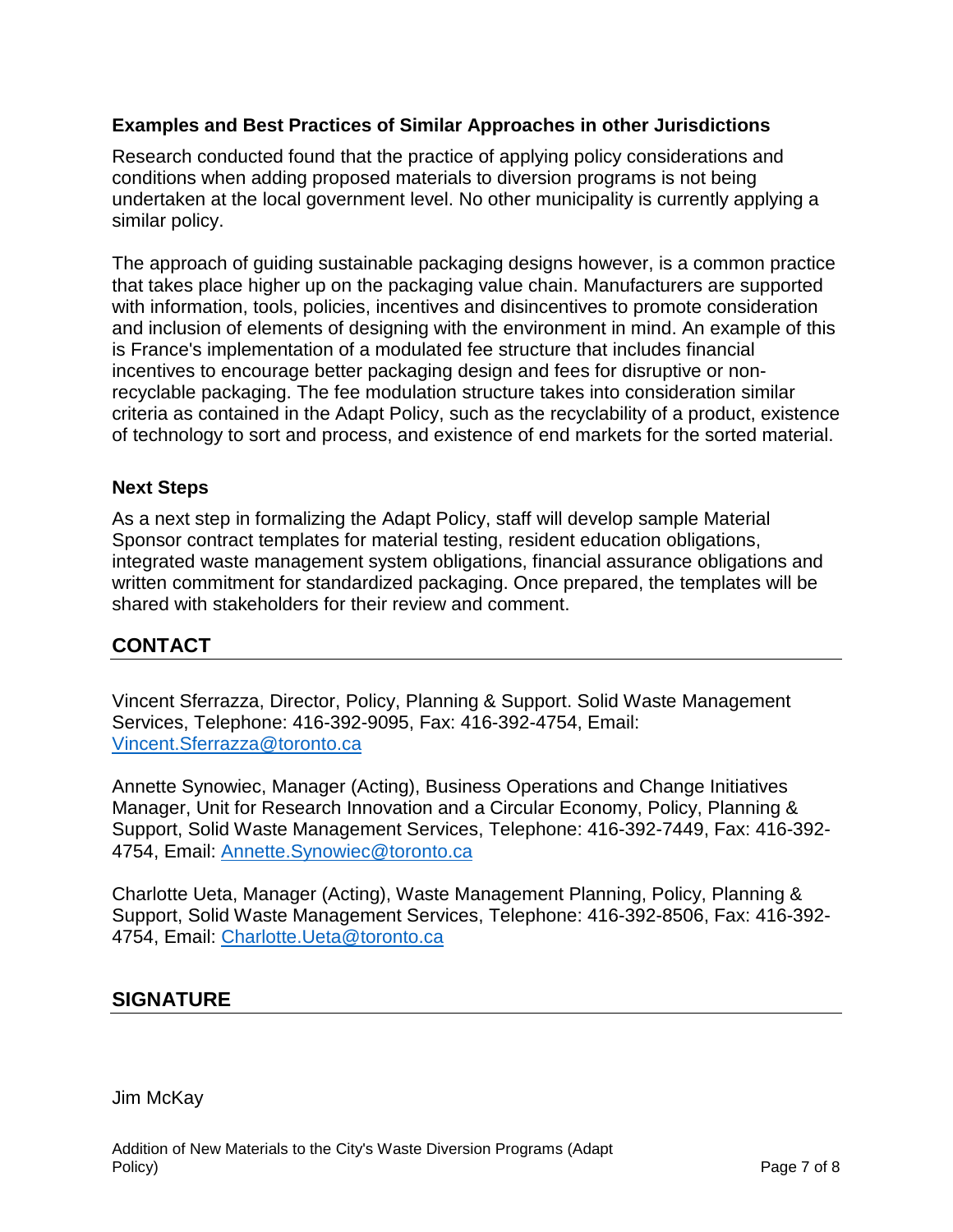### Examples and Best Practices of Similar Approaches in other Jurisdictions

Research conducted found that the practice of applying policy considerations and conditions when adding proposed materials to diversion programs is not being undertaken at the local government level. No other municipality is currently applying a similar policy.

The approach of guiding sustainable packaging designs however, is a common practice that takes place higher up on the packaging value chain. Manufacturers are supported with information, tools, policies, incentives and disincentives to promote consideration and inclusion of elements of designing with the environment in mind. An example of this is France's implementation of a modulated fee structure that includes financial incentives to encourage better packaging design and fees for disruptive or non-recyclable packaging. The fee modulation structure takes into consideration similar criteria as contained in the Adapt Policy, such as the recyclability of a product, existence of technology to sort and process, and existence of end markets for the sorted material.

### Next Steps

As a next step in formalizing the Adapt Policy, staff will develop sample Material Sponsor contract templates for material testing, resident education obligations, integrated waste management system obligations, financial assurance obligations and written commitment for standardized packaging. Once prepared, the templates will be shared with stakeholders for their review and comment.

## CONTACT

Vincent Sferrazza, Director, Policy, Planning & Support. Solid Waste Management Services, Telephone: 416-392-9095, Fax: 416-392-4754, Email: Vincent.Sferrazza@toronto.ca

Annette Synowiec, Manager (Acting), Business Operations and Change Initiatives Manager, Unit for Research Innovation and a Circular Economy, Policy, Planning & Support, Solid Waste Management Services, Telephone: 416-392-7449, Fax: 416-392-4754, Email: Annette.Synowiec@toronto.ca

Charlotte Ueta, Manager (Acting), Waste Management Planning, Policy, Planning & Support, Solid Waste Management Services, Telephone: 416-392-8506, Fax: 416-392-4754, Email: Charlotte.Ueta@toronto.ca

## SIGNATURE

Jim McKay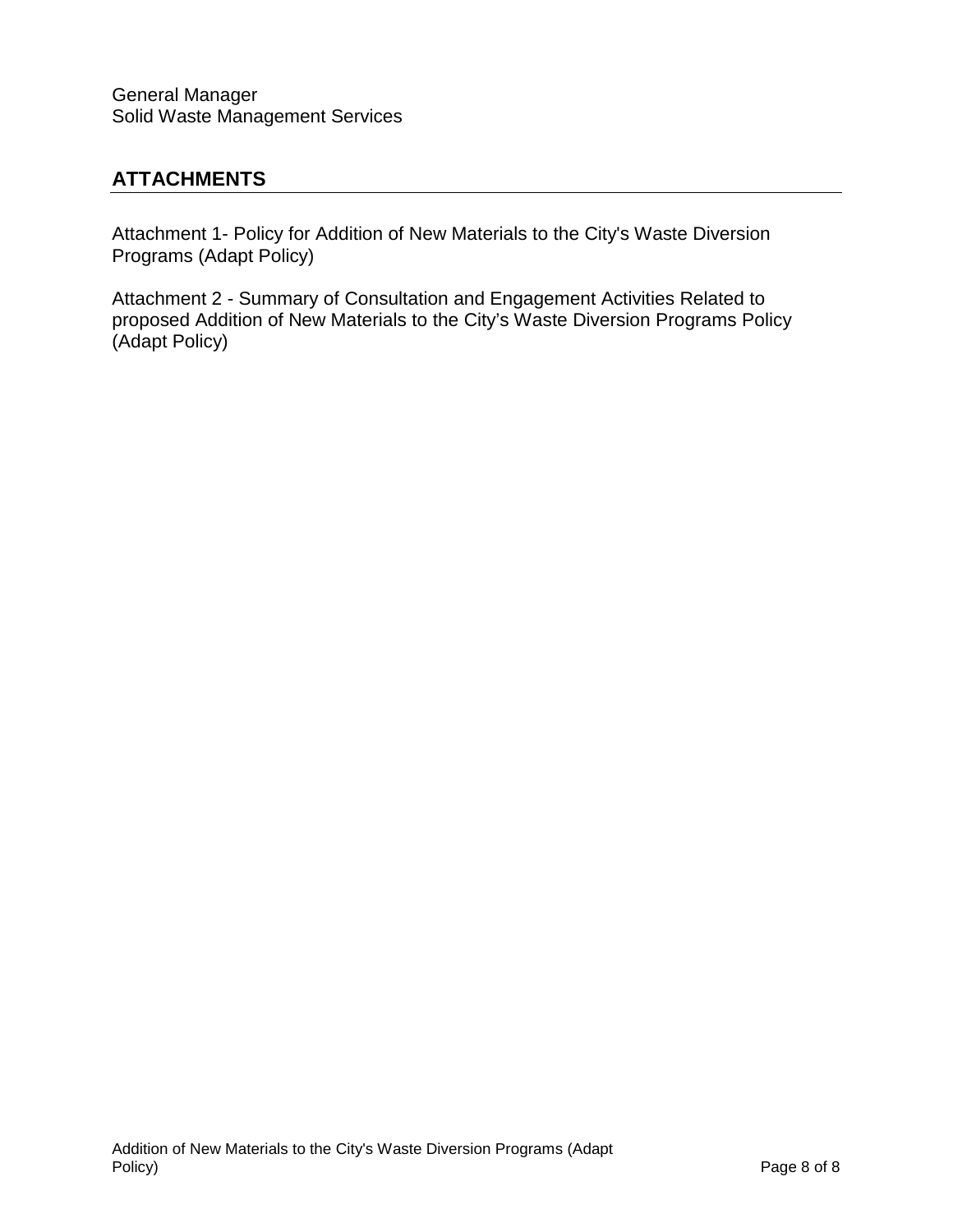General Manager
Solid Waste Management Services

## ATTACHMENTS

Attachment 1- Policy for Addition of New Materials to the City's Waste Diversion Programs (Adapt Policy)

Attachment 2 - Summary of Consultation and Engagement Activities Related to proposed Addition of New Materials to the City's Waste Diversion Programs Policy (Adapt Policy)